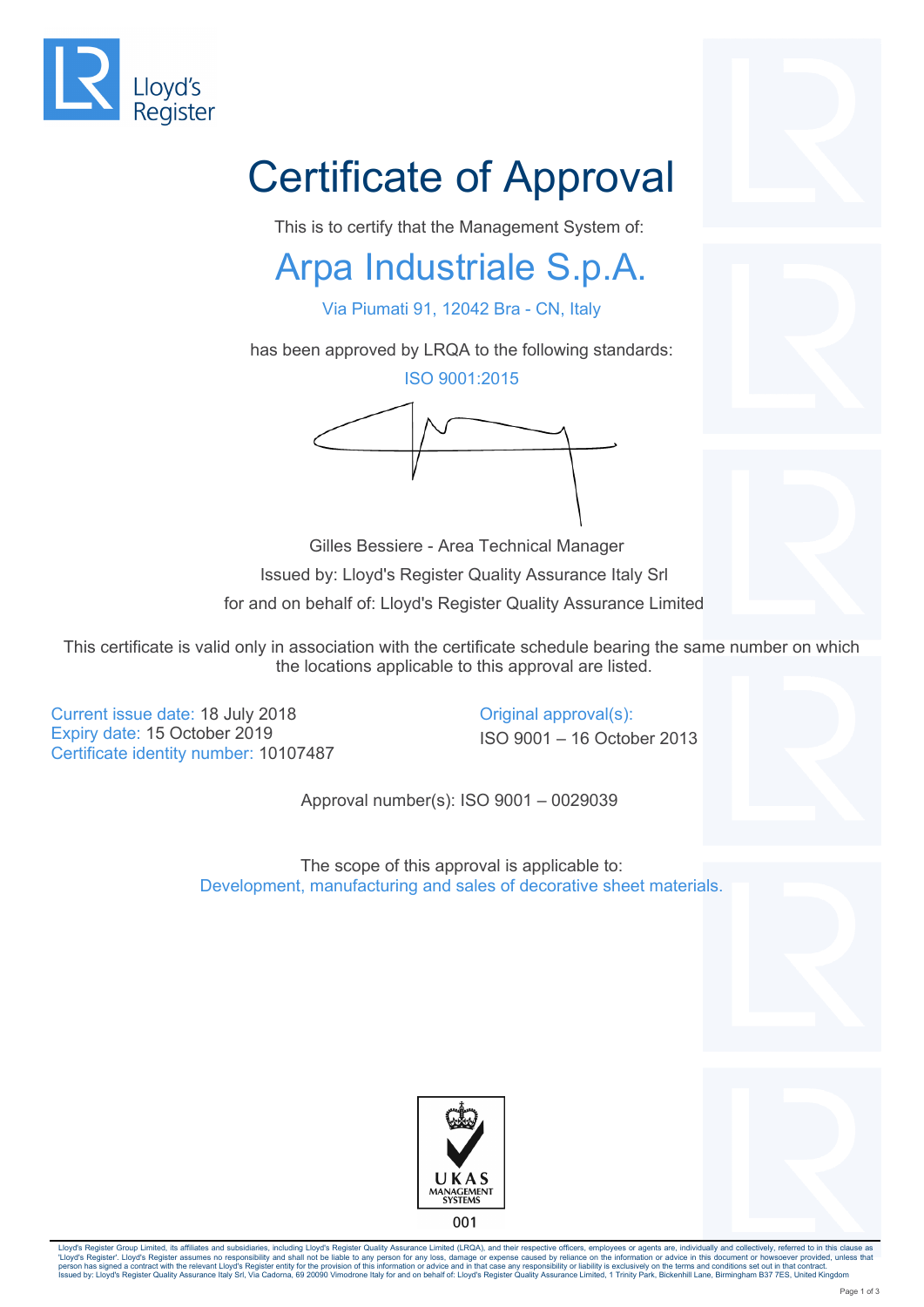Lloyd's Register

# Certificate of Approval

This is to certify that the Management System of:

## Arpa Industriale S.p.A.

Via Piumati 91, 12042 Bra - CN, Italy

has been approved by LRQA to the following standards:

ISO 9001:2015

Gilles Bessiere - Area Technical Manager

Issued by: Lloyd's Register Quality Assurance Italy Srl

for and on behalf of: Lloyd's Register Quality Assurance Limited

This certificate is valid only in association with the certificate schedule bearing the same number on which the locations applicable to this approval are listed.

Current issue date: 18 July 2018
Expiry date: 15 October 2019
Certificate identity number: 10107487

Original approval(s):
ISO 9001 – 16 October 2013

Approval number(s): ISO 9001 – 0029039

The scope of this approval is applicable to:
Development, manufacturing and sales of decorative sheet materials.

UKAS MANAGEMENT SYSTEMS
001

Lloyd's Register Group Limited, its affiliates and subsidiaries, including Lloyd's Register Quality Assurance Limited (LRQA), and their respective officers, employees or agents are, individually and collectively, referred to in this clause as 'Lloyd's Register'. Lloyd's Register assumes no responsibility and shall not be liable to any person for any loss, damage or expense caused by reliance on the information or advice in this document or howsoever provided, unless that person has signed a contract with the relevant Lloyd's Register entity for the provision of this information or advice and in that case any responsibility or liability is exclusively on the terms and conditions set out in that contract.
Issued by: Lloyd's Register Quality Assurance Italy Srl, Via Cadorna, 69 20090 Vimodrone Italy for and on behalf of: Lloyd's Register Quality Assurance Limited, 1 Trinity Park, Bickenhill Lane, Birmingham B37 7ES, United Kingdom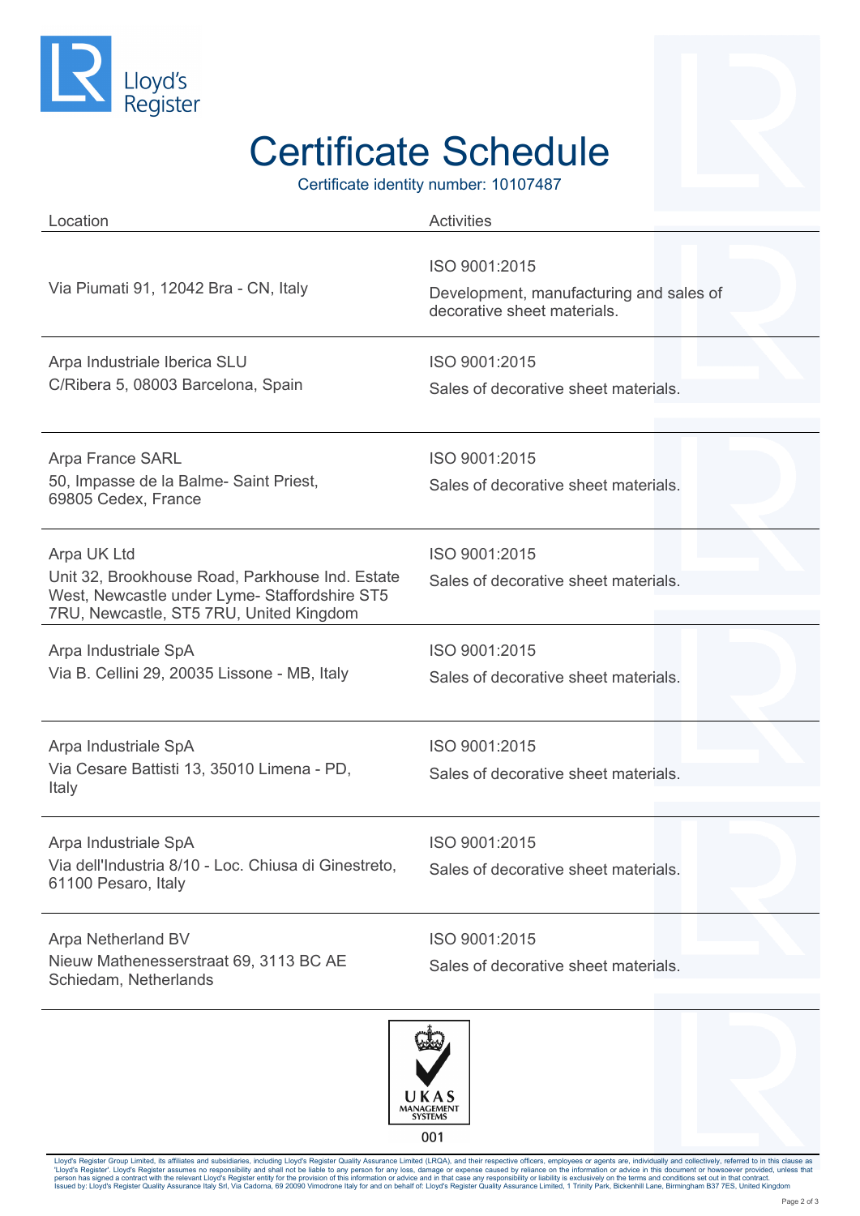# Certificate Schedule

Certificate identity number: 10107487

| Location | Activities |
| --- | --- |
| Via Piumati 91, 12042 Bra - CN, Italy | ISO 9001:2015<br>Development, manufacturing and sales of decorative sheet materials. |
| Arpa Industriale Iberica SLU<br>C/Ribera 5, 08003 Barcelona, Spain | ISO 9001:2015<br>Sales of decorative sheet materials. |
| Arpa France SARL<br>50, Impasse de la Balme- Saint Priest, 69805 Cedex, France | ISO 9001:2015<br>Sales of decorative sheet materials. |
| Arpa UK Ltd<br>Unit 32, Brookhouse Road, Parkhouse Ind. Estate West, Newcastle under Lyme- Staffordshire ST5 7RU, Newcastle, ST5 7RU, United Kingdom | ISO 9001:2015<br>Sales of decorative sheet materials. |
| Arpa Industriale SpA<br>Via B. Cellini 29, 20035 Lissone - MB, Italy | ISO 9001:2015<br>Sales of decorative sheet materials. |
| Arpa Industriale SpA<br>Via Cesare Battisti 13, 35010 Limena - PD, Italy | ISO 9001:2015<br>Sales of decorative sheet materials. |
| Arpa Industriale SpA<br>Via dell'Industria 8/10 - Loc. Chiusa di Ginestreto, 61100 Pesaro, Italy | ISO 9001:2015<br>Sales of decorative sheet materials. |
| Arpa Netherland BV<br>Nieuw Mathenesserstraat 69, 3113 BC AE Schiedam, Netherlands | ISO 9001:2015<br>Sales of decorative sheet materials. |

UKAS MANAGEMENT SYSTEMS
001

Lloyd's Register Group Limited, its affiliates and subsidiaries, including Lloyd's Register Quality Assurance Limited (LRQA), and their respective officers, employees or agents are, individually and collectively, referred to in this clause as 'Lloyd's Register'. Lloyd's Register assumes no responsibility and shall not be liable to any person for any loss, damage or expense caused by reliance on the information or advice in this document or howsoever provided, unless that person has signed a contract with the relevant Lloyd's Register entity for the provision of this information or advice and in that case any responsibility or liability is exclusively on the terms and conditions set out in that contract.
Issued by: Lloyd's Register Quality Assurance Italy Srl, Via Cadorna, 69 20090 Vimodrone Italy for and on behalf of: Lloyd's Register Quality Assurance Limited, 1 Trinity Park, Bickenhill Lane, Birmingham B37 7ES, United Kingdom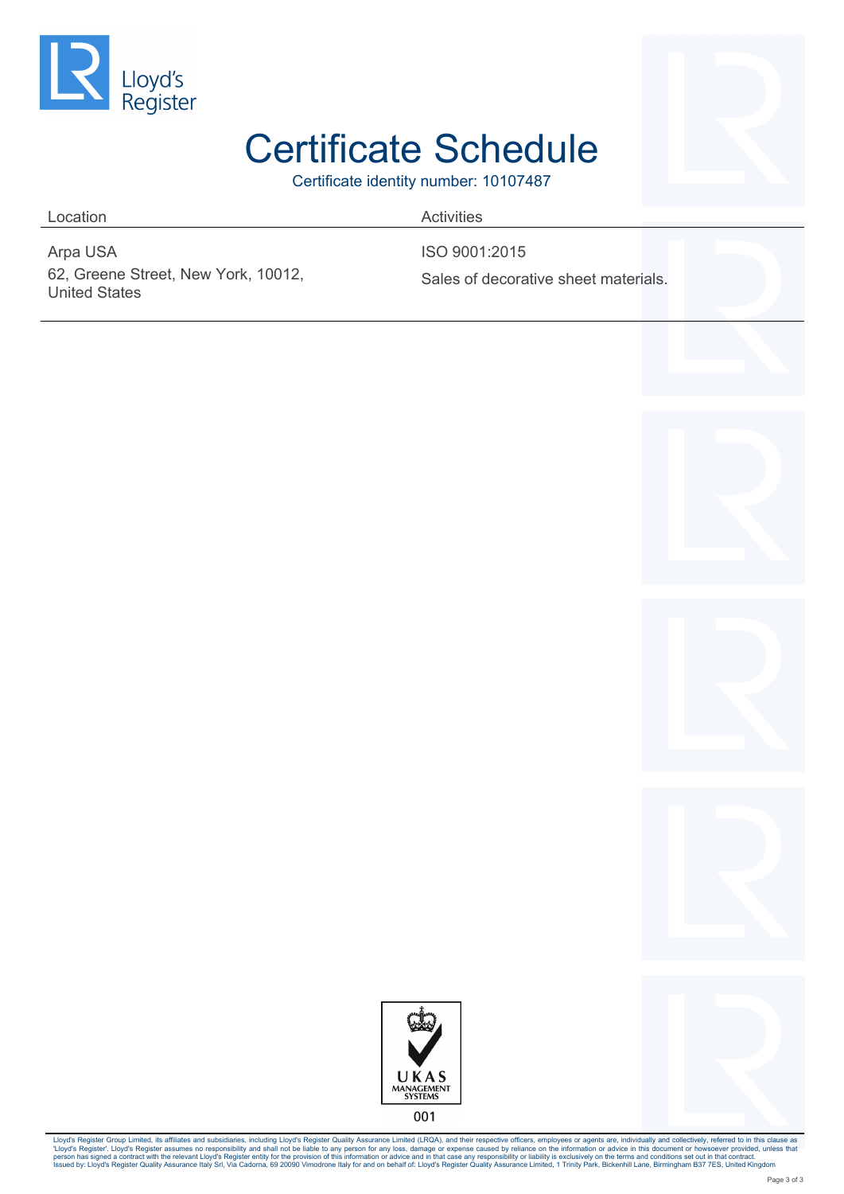# Certificate Schedule

Certificate identity number: 10107487

| Location | Activities |
| --- | --- |
| Arpa USA<br>62, Greene Street, New York, 10012, United States | ISO 9001:2015<br>Sales of decorative sheet materials. |

UKAS MANAGEMENT SYSTEMS

001

Lloyd's Register Group Limited, its affiliates and subsidiaries, including Lloyd's Register Quality Assurance Limited (LRQA), and their respective officers, employees or agents are, individually and collectively, referred to in this clause as 'Lloyd's Register'. Lloyd's Register assumes no responsibility and shall not be liable to any person for any loss, damage or expense caused by reliance on the information or advice in this document or howsoever provided, unless that person has signed a contract with the relevant Lloyd's Register entity for the provision of this information or advice and in that case any responsibility or liability is exclusively on the terms and conditions set out in that contract.
Issued by: Lloyd's Register Quality Assurance Italy Srl, Via Cadorna, 69 20090 Vimodrone Italy for and on behalf of: Lloyd's Register Quality Assurance Limited, 1 Trinity Park, Bickenhill Lane, Birmingham B37 7ES, United Kingdom